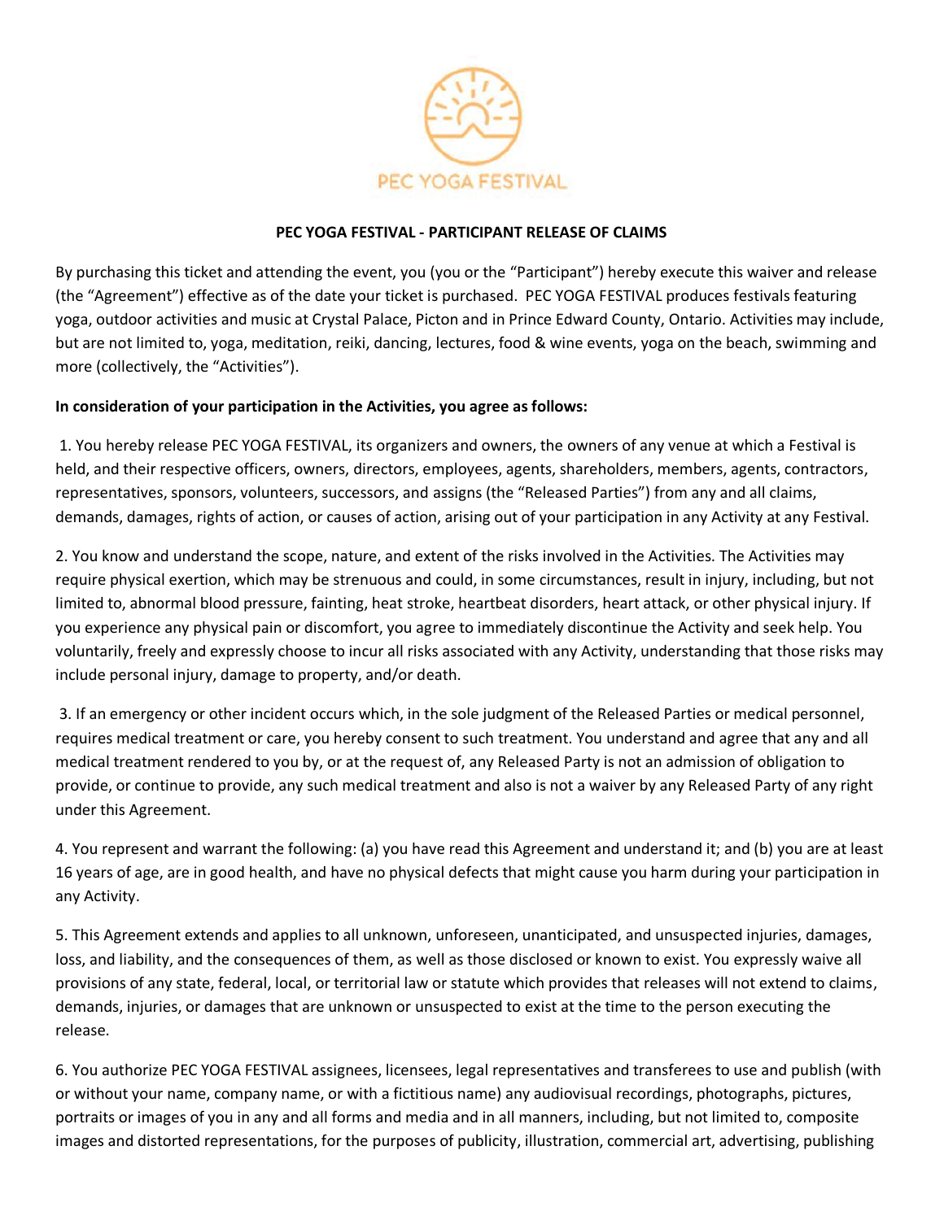PEC YOGA FESTIVAL

## PEC YOGA FESTIVAL - PARTICIPANT RELEASE OF CLAIMS

By purchasing this ticket and attending the event, you (you or the "Participant") hereby execute this waiver and release (the "Agreement") effective as of the date your ticket is purchased. PEC YOGA FESTIVAL produces festivals featuring yoga, outdoor activities and music at Crystal Palace, Picton and in Prince Edward County, Ontario. Activities may include, but are not limited to, yoga, meditation, reiki, dancing, lectures, food & wine events, yoga on the beach, swimming and more (collectively, the "Activities").

**In consideration of your participation in the Activities, you agree as follows:**

1. You hereby release PEC YOGA FESTIVAL, its organizers and owners, the owners of any venue at which a Festival is held, and their respective officers, owners, directors, employees, agents, shareholders, members, agents, contractors, representatives, sponsors, volunteers, successors, and assigns (the "Released Parties") from any and all claims, demands, damages, rights of action, or causes of action, arising out of your participation in any Activity at any Festival.

2. You know and understand the scope, nature, and extent of the risks involved in the Activities. The Activities may require physical exertion, which may be strenuous and could, in some circumstances, result in injury, including, but not limited to, abnormal blood pressure, fainting, heat stroke, heartbeat disorders, heart attack, or other physical injury. If you experience any physical pain or discomfort, you agree to immediately discontinue the Activity and seek help. You voluntarily, freely and expressly choose to incur all risks associated with any Activity, understanding that those risks may include personal injury, damage to property, and/or death.

3. If an emergency or other incident occurs which, in the sole judgment of the Released Parties or medical personnel, requires medical treatment or care, you hereby consent to such treatment. You understand and agree that any and all medical treatment rendered to you by, or at the request of, any Released Party is not an admission of obligation to provide, or continue to provide, any such medical treatment and also is not a waiver by any Released Party of any right under this Agreement.

4. You represent and warrant the following: (a) you have read this Agreement and understand it; and (b) you are at least 16 years of age, are in good health, and have no physical defects that might cause you harm during your participation in any Activity.

5. This Agreement extends and applies to all unknown, unforeseen, unanticipated, and unsuspected injuries, damages, loss, and liability, and the consequences of them, as well as those disclosed or known to exist. You expressly waive all provisions of any state, federal, local, or territorial law or statute which provides that releases will not extend to claims, demands, injuries, or damages that are unknown or unsuspected to exist at the time to the person executing the release.

6. You authorize PEC YOGA FESTIVAL assignees, licensees, legal representatives and transferees to use and publish (with or without your name, company name, or with a fictitious name) any audiovisual recordings, photographs, pictures, portraits or images of you in any and all forms and media and in all manners, including, but not limited to, composite images and distorted representations, for the purposes of publicity, illustration, commercial art, advertising, publishing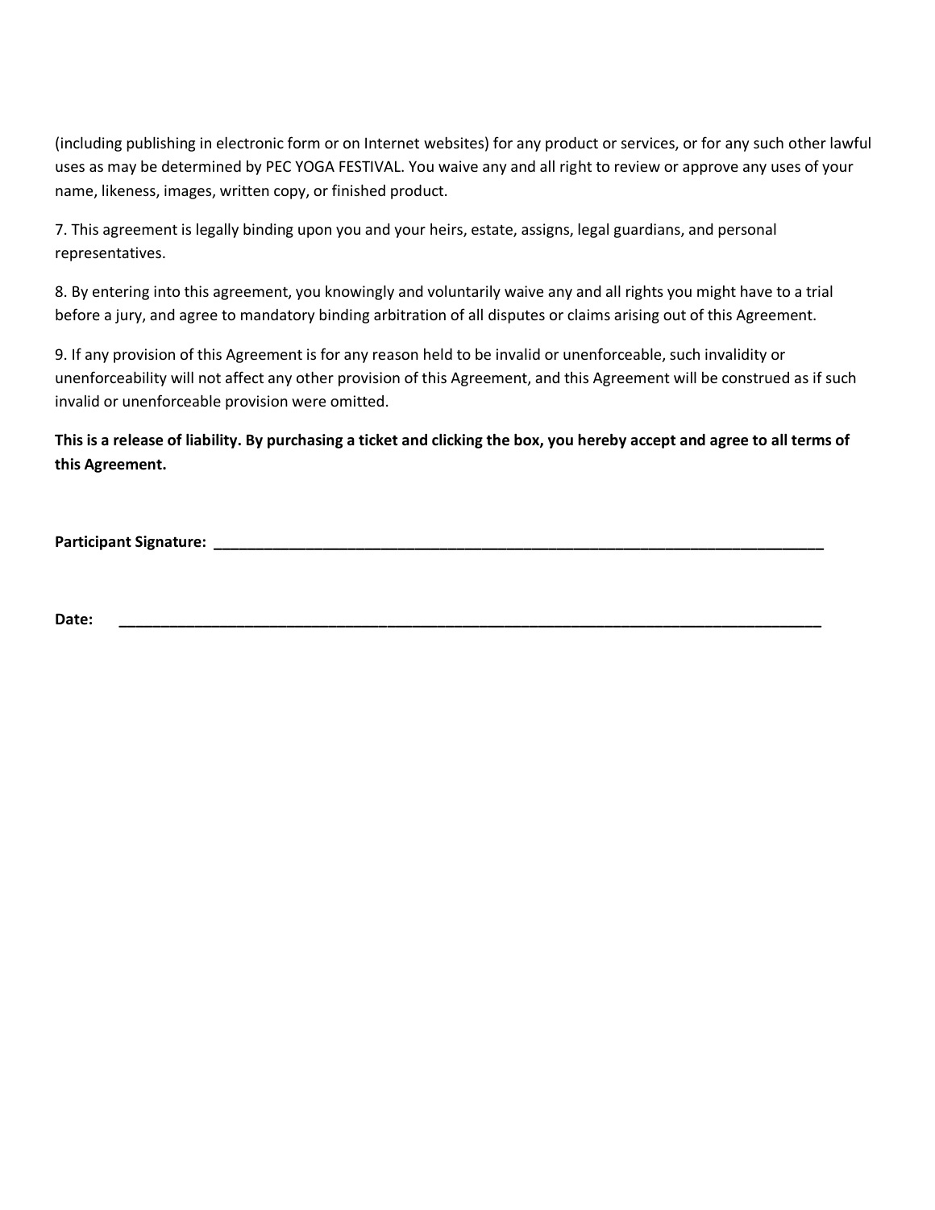(including publishing in electronic form or on Internet websites) for any product or services, or for any such other lawful uses as may be determined by PEC YOGA FESTIVAL. You waive any and all right to review or approve any uses of your name, likeness, images, written copy, or finished product.

7. This agreement is legally binding upon you and your heirs, estate, assigns, legal guardians, and personal representatives.

8. By entering into this agreement, you knowingly and voluntarily waive any and all rights you might have to a trial before a jury, and agree to mandatory binding arbitration of all disputes or claims arising out of this Agreement.

9. If any provision of this Agreement is for any reason held to be invalid or unenforceable, such invalidity or unenforceability will not affect any other provision of this Agreement, and this Agreement will be construed as if such invalid or unenforceable provision were omitted.

**This is a release of liability. By purchasing a ticket and clicking the box, you hereby accept and agree to all terms of this Agreement.**

**Participant Signature: ___________________________________________________________________________**

**Date: ___________________________________________________________________________________________**